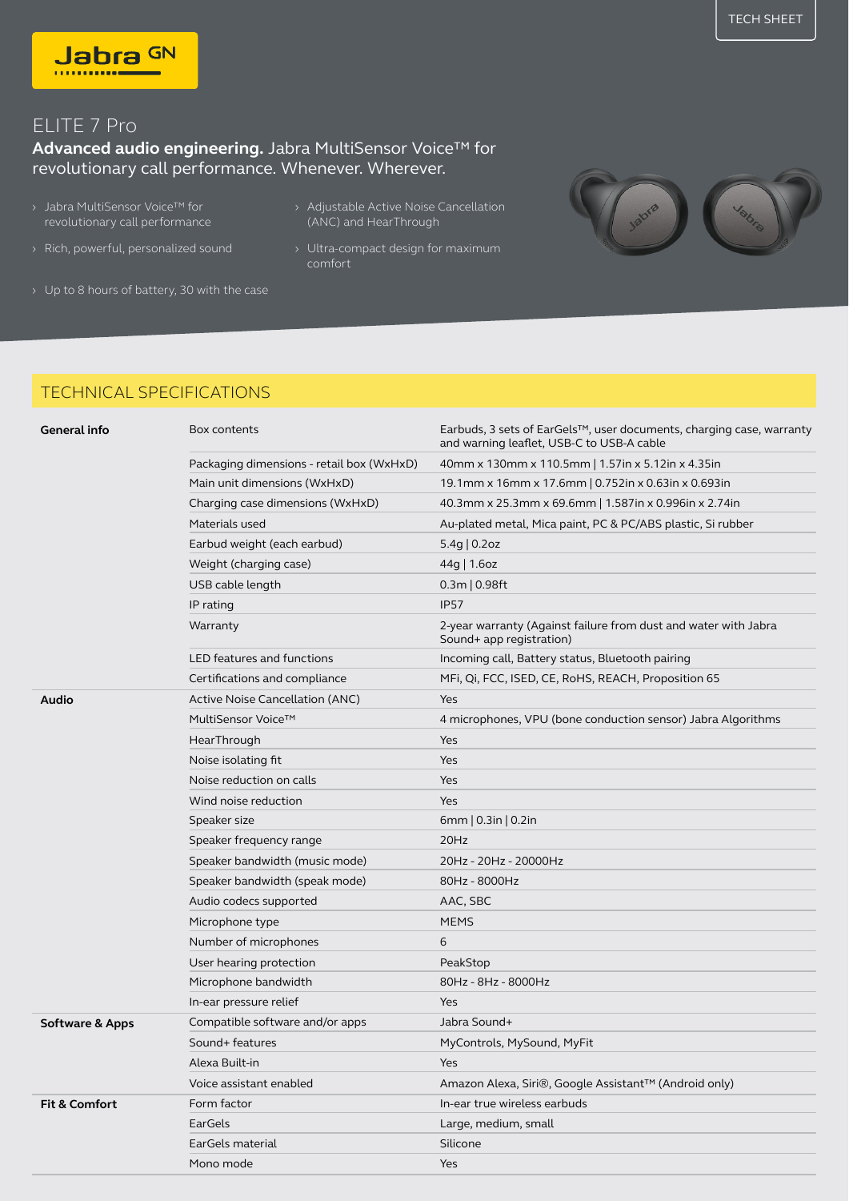TECH SHEET

Jabra GN

# ELITE 7 Pro

**Advanced audio engineering.** Jabra MultiSensor Voice™ for revolutionary call performance. Whenever. Wherever.

- Jabra MultiSensor Voice™ for revolutionary call performance
- Rich, powerful, personalized sound
- Up to 8 hours of battery, 30 with the case
- Adjustable Active Noise Cancellation (ANC) and HearThrough
- Ultra-compact design for maximum comfort

## TECHNICAL SPECIFICATIONS

| | | |
|---|---|---|
| **General info** | Box contents | Earbuds, 3 sets of EarGels™, user documents, charging case, warranty and warning leaflet, USB-C to USB-A cable |
| | Packaging dimensions - retail box (WxHxD) | 40mm x 130mm x 110.5mm \| 1.57in x 5.12in x 4.35in |
| | Main unit dimensions (WxHxD) | 19.1mm x 16mm x 17.6mm \| 0.752in x 0.63in x 0.693in |
| | Charging case dimensions (WxHxD) | 40.3mm x 25.3mm x 69.6mm \| 1.587in x 0.996in x 2.74in |
| | Materials used | Au-plated metal, Mica paint, PC & PC/ABS plastic, Si rubber |
| | Earbud weight (each earbud) | 5.4g \| 0.2oz |
| | Weight (charging case) | 44g \| 1.6oz |
| | USB cable length | 0.3m \| 0.98ft |
| | IP rating | IP57 |
| | Warranty | 2-year warranty (Against failure from dust and water with Jabra Sound+ app registration) |
| | LED features and functions | Incoming call, Battery status, Bluetooth pairing |
| | Certifications and compliance | MFi, Qi, FCC, ISED, CE, RoHS, REACH, Proposition 65 |
| **Audio** | Active Noise Cancellation (ANC) | Yes |
| | MultiSensor Voice™ | 4 microphones, VPU (bone conduction sensor) Jabra Algorithms |
| | HearThrough | Yes |
| | Noise isolating fit | Yes |
| | Noise reduction on calls | Yes |
| | Wind noise reduction | Yes |
| | Speaker size | 6mm \| 0.3in \| 0.2in |
| | Speaker frequency range | 20Hz |
| | Speaker bandwidth (music mode) | 20Hz - 20Hz - 20000Hz |
| | Speaker bandwidth (speak mode) | 80Hz - 8000Hz |
| | Audio codecs supported | AAC, SBC |
| | Microphone type | MEMS |
| | Number of microphones | 6 |
| | User hearing protection | PeakStop |
| | Microphone bandwidth | 80Hz - 8Hz - 8000Hz |
| | In-ear pressure relief | Yes |
| **Software & Apps** | Compatible software and/or apps | Jabra Sound+ |
| | Sound+ features | MyControls, MySound, MyFit |
| | Alexa Built-in | Yes |
| | Voice assistant enabled | Amazon Alexa, Siri®, Google Assistant™ (Android only) |
| **Fit & Comfort** | Form factor | In-ear true wireless earbuds |
| | EarGels | Large, medium, small |
| | EarGels material | Silicone |
| | Mono mode | Yes |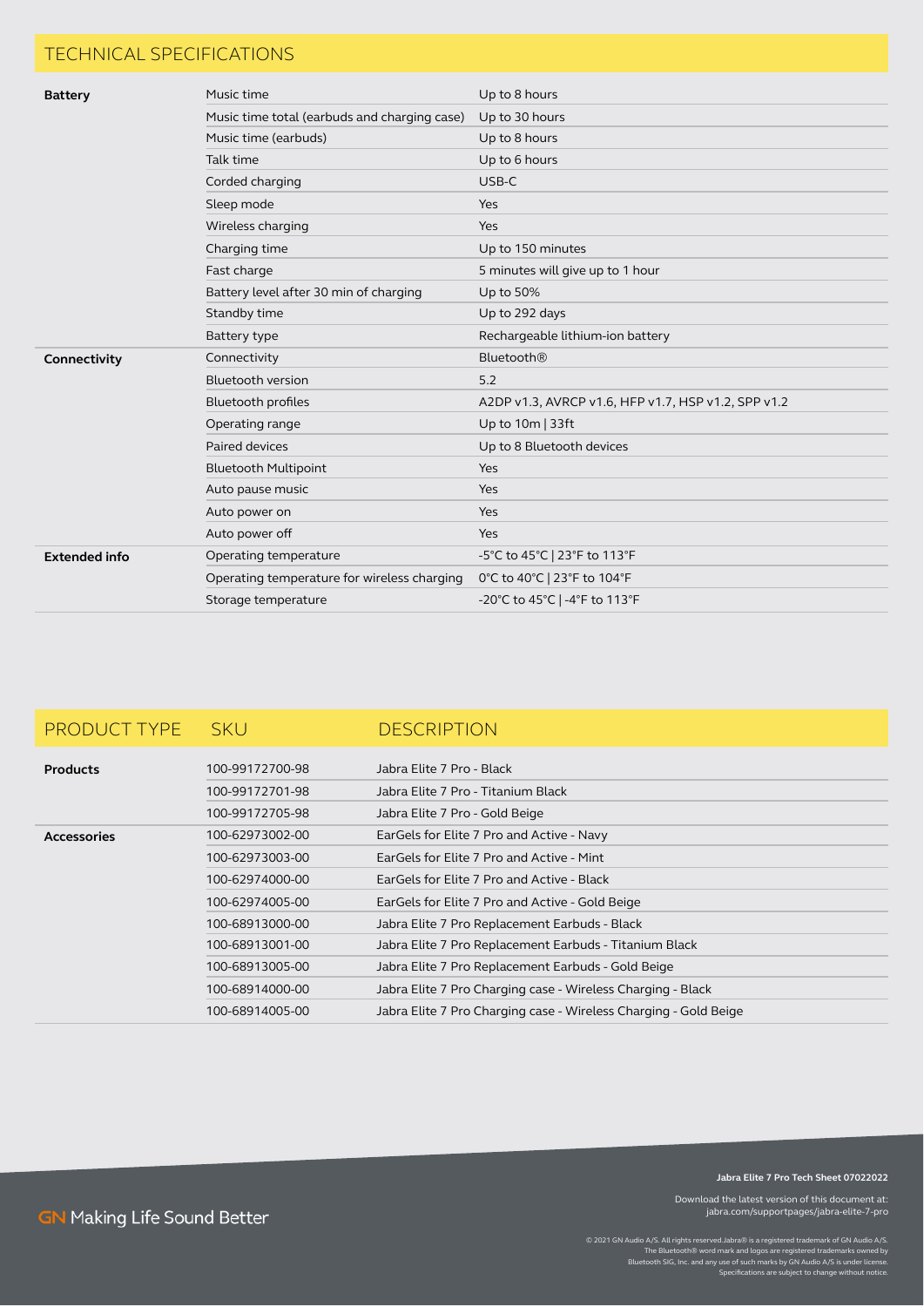## TECHNICAL SPECIFICATIONS

| | | |
|---|---|---|
| **Battery** | Music time | Up to 8 hours |
| | Music time total (earbuds and charging case) | Up to 30 hours |
| | Music time (earbuds) | Up to 8 hours |
| | Talk time | Up to 6 hours |
| | Corded charging | USB-C |
| | Sleep mode | Yes |
| | Wireless charging | Yes |
| | Charging time | Up to 150 minutes |
| | Fast charge | 5 minutes will give up to 1 hour |
| | Battery level after 30 min of charging | Up to 50% |
| | Standby time | Up to 292 days |
| | Battery type | Rechargeable lithium-ion battery |
| **Connectivity** | Connectivity | Bluetooth® |
| | Bluetooth version | 5.2 |
| | Bluetooth profiles | A2DP v1.3, AVRCP v1.6, HFP v1.7, HSP v1.2, SPP v1.2 |
| | Operating range | Up to 10m \| 33ft |
| | Paired devices | Up to 8 Bluetooth devices |
| | Bluetooth Multipoint | Yes |
| | Auto pause music | Yes |
| | Auto power on | Yes |
| | Auto power off | Yes |
| **Extended info** | Operating temperature | -5°C to 45°C \| 23°F to 113°F |
| | Operating temperature for wireless charging | 0°C to 40°C \| 23°F to 104°F |
| | Storage temperature | -20°C to 45°C \| -4°F to 113°F |

| PRODUCT TYPE | SKU | DESCRIPTION |
|---|---|---|
| **Products** | 100-99172700-98 | Jabra Elite 7 Pro - Black |
| | 100-99172701-98 | Jabra Elite 7 Pro - Titanium Black |
| | 100-99172705-98 | Jabra Elite 7 Pro - Gold Beige |
| **Accessories** | 100-62973002-00 | EarGels for Elite 7 Pro and Active - Navy |
| | 100-62973003-00 | EarGels for Elite 7 Pro and Active - Mint |
| | 100-62974000-00 | EarGels for Elite 7 Pro and Active - Black |
| | 100-62974005-00 | EarGels for Elite 7 Pro and Active - Gold Beige |
| | 100-68913000-00 | Jabra Elite 7 Pro Replacement Earbuds - Black |
| | 100-68913001-00 | Jabra Elite 7 Pro Replacement Earbuds - Titanium Black |
| | 100-68913005-00 | Jabra Elite 7 Pro Replacement Earbuds - Gold Beige |
| | 100-68914000-00 | Jabra Elite 7 Pro Charging case - Wireless Charging - Black |
| | 100-68914005-00 | Jabra Elite 7 Pro Charging case - Wireless Charging - Gold Beige |

GN Making Life Sound Better

**Jabra Elite 7 Pro Tech Sheet 07022022**

Download the latest version of this document at:
jabra.com/supportpages/jabra-elite-7-pro

© 2021 GN Audio A/S. All rights reserved.Jabra® is a registered trademark of GN Audio A/S. The Bluetooth® word mark and logos are registered trademarks owned by Bluetooth SIG, Inc. and any use of such marks by GN Audio A/S is under license. Specifications are subject to change without notice.